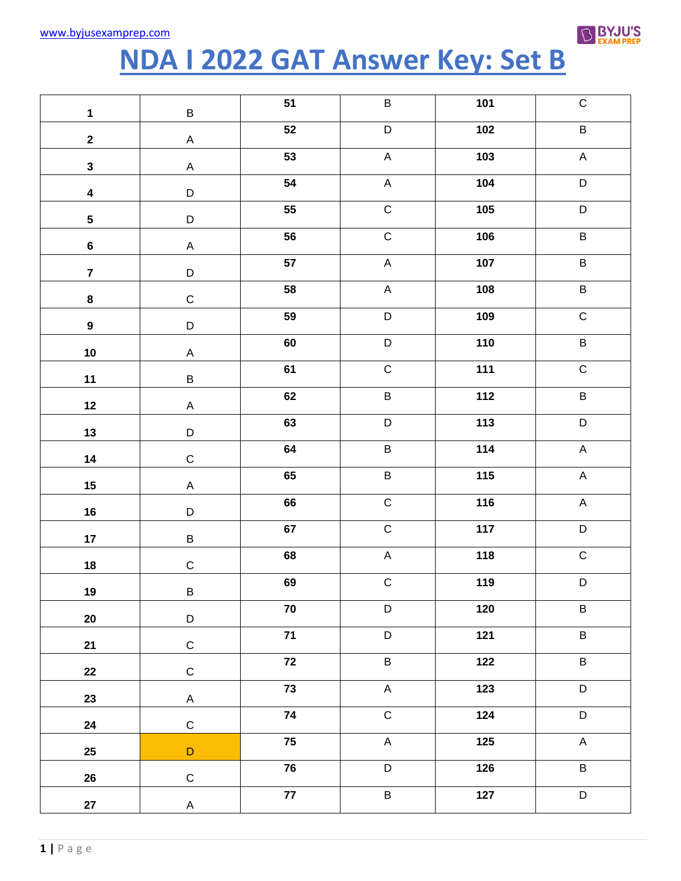# NDA I 2022 GAT Answer Key: Set B

| 1 | B | 51 | B | 101 | C |
|---|---|---|---|---|---|
| 2 | A | 52 | D | 102 | B |
| 3 | A | 53 | A | 103 | A |
| 4 | D | 54 | A | 104 | D |
| 5 | D | 55 | C | 105 | D |
| 6 | A | 56 | C | 106 | B |
| 7 | D | 57 | A | 107 | B |
| 8 | C | 58 | A | 108 | B |
| 9 | D | 59 | D | 109 | C |
| 10 | A | 60 | D | 110 | B |
| 11 | B | 61 | C | 111 | C |
| 12 | A | 62 | B | 112 | B |
| 13 | D | 63 | D | 113 | D |
| 14 | C | 64 | B | 114 | A |
| 15 | A | 65 | B | 115 | A |
| 16 | D | 66 | C | 116 | A |
| 17 | B | 67 | C | 117 | D |
| 18 | C | 68 | A | 118 | C |
| 19 | B | 69 | C | 119 | D |
| 20 | D | 70 | D | 120 | B |
| 21 | C | 71 | D | 121 | B |
| 22 | C | 72 | B | 122 | B |
| 23 | A | 73 | A | 123 | D |
| 24 | C | 74 | C | 124 | D |
| 25 | D | 75 | A | 125 | A |
| 26 | C | 76 | D | 126 | B |
| 27 | A | 77 | B | 127 | D |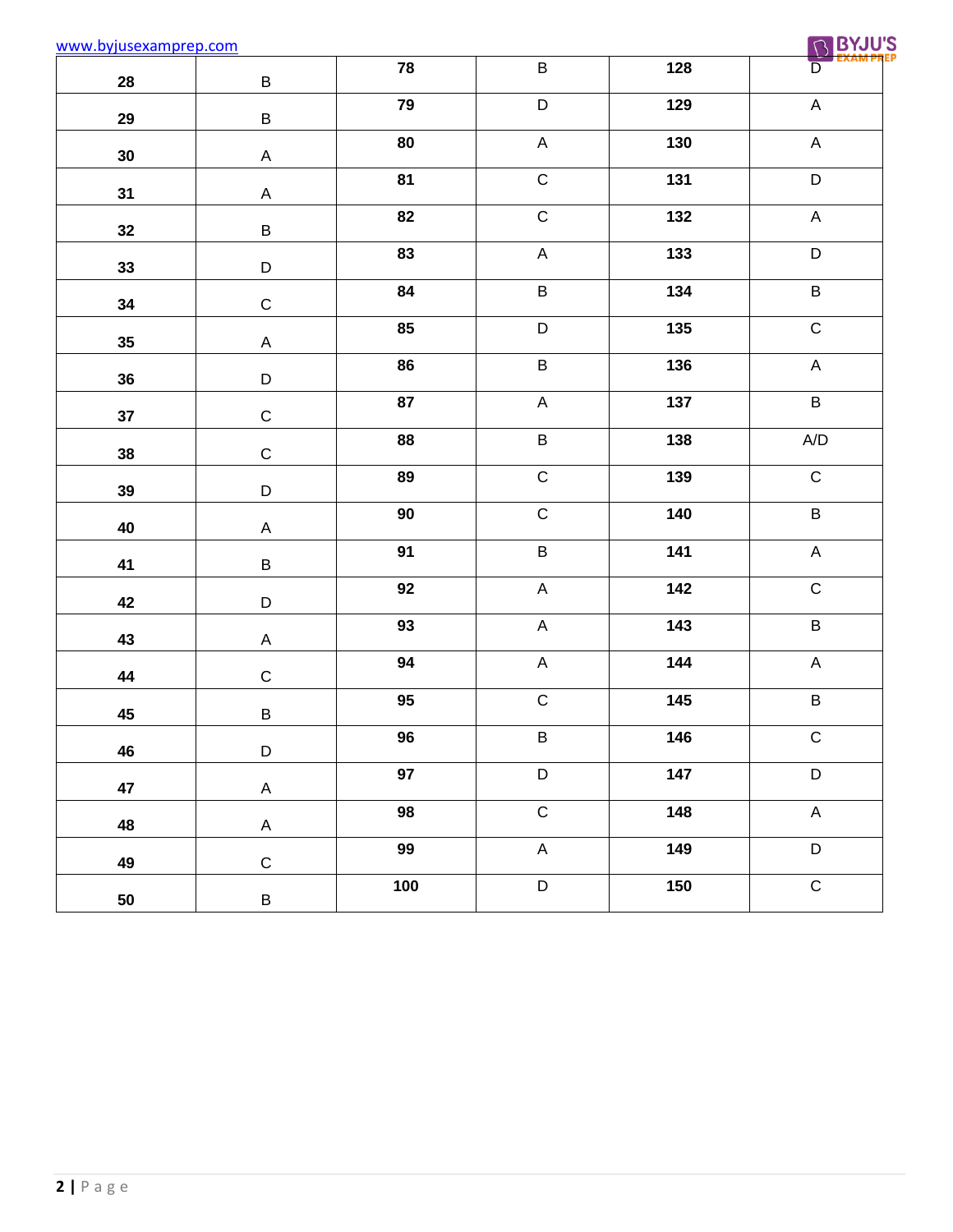| | | | | | |
|---|---|---|---|---|---|
| 28 | B | 78 | B | 128 | D |
| 29 | B | 79 | D | 129 | A |
| 30 | A | 80 | A | 130 | A |
| 31 | A | 81 | C | 131 | D |
| 32 | B | 82 | C | 132 | A |
| 33 | D | 83 | A | 133 | D |
| 34 | C | 84 | B | 134 | B |
| 35 | A | 85 | D | 135 | C |
| 36 | D | 86 | B | 136 | A |
| 37 | C | 87 | A | 137 | B |
| 38 | C | 88 | B | 138 | A/D |
| 39 | D | 89 | C | 139 | C |
| 40 | A | 90 | C | 140 | B |
| 41 | B | 91 | B | 141 | A |
| 42 | D | 92 | A | 142 | C |
| 43 | A | 93 | A | 143 | B |
| 44 | C | 94 | A | 144 | A |
| 45 | B | 95 | C | 145 | B |
| 46 | D | 96 | B | 146 | C |
| 47 | A | 97 | D | 147 | D |
| 48 | A | 98 | C | 148 | A |
| 49 | C | 99 | A | 149 | D |
| 50 | B | 100 | D | 150 | C |